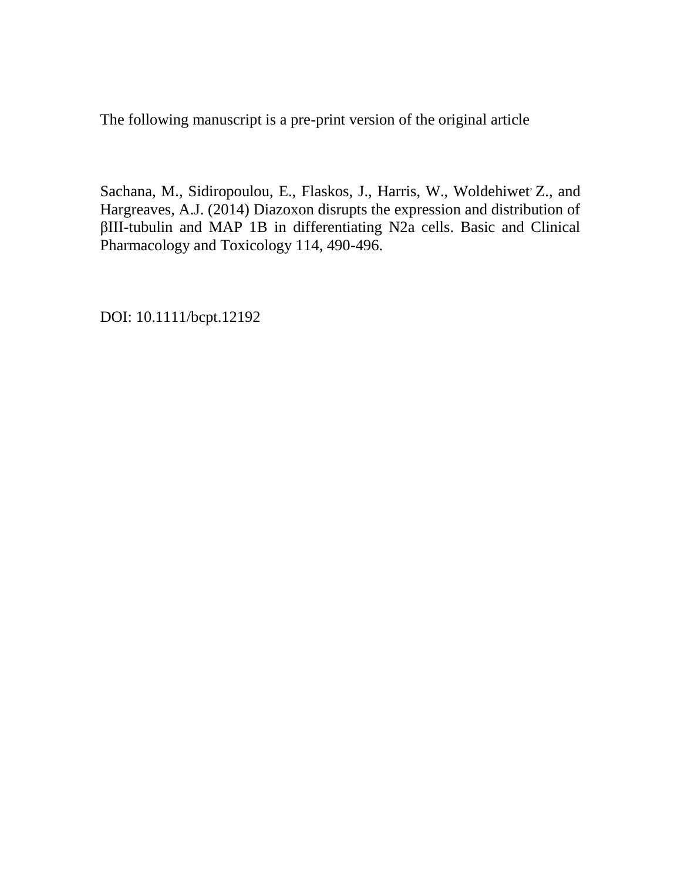The following manuscript is a pre-print version of the original article

Sachana, M., Sidiropoulou, E., Flaskos, J., Harris, W., Woldehiwet, Z., and Hargreaves, A.J. (2014) Diazoxon disrupts the expression and distribution of βIII-tubulin and MAP 1B in differentiating N2a cells. Basic and Clinical Pharmacology and Toxicology 114, 490-496.

DOI: 10.1111/bcpt.12192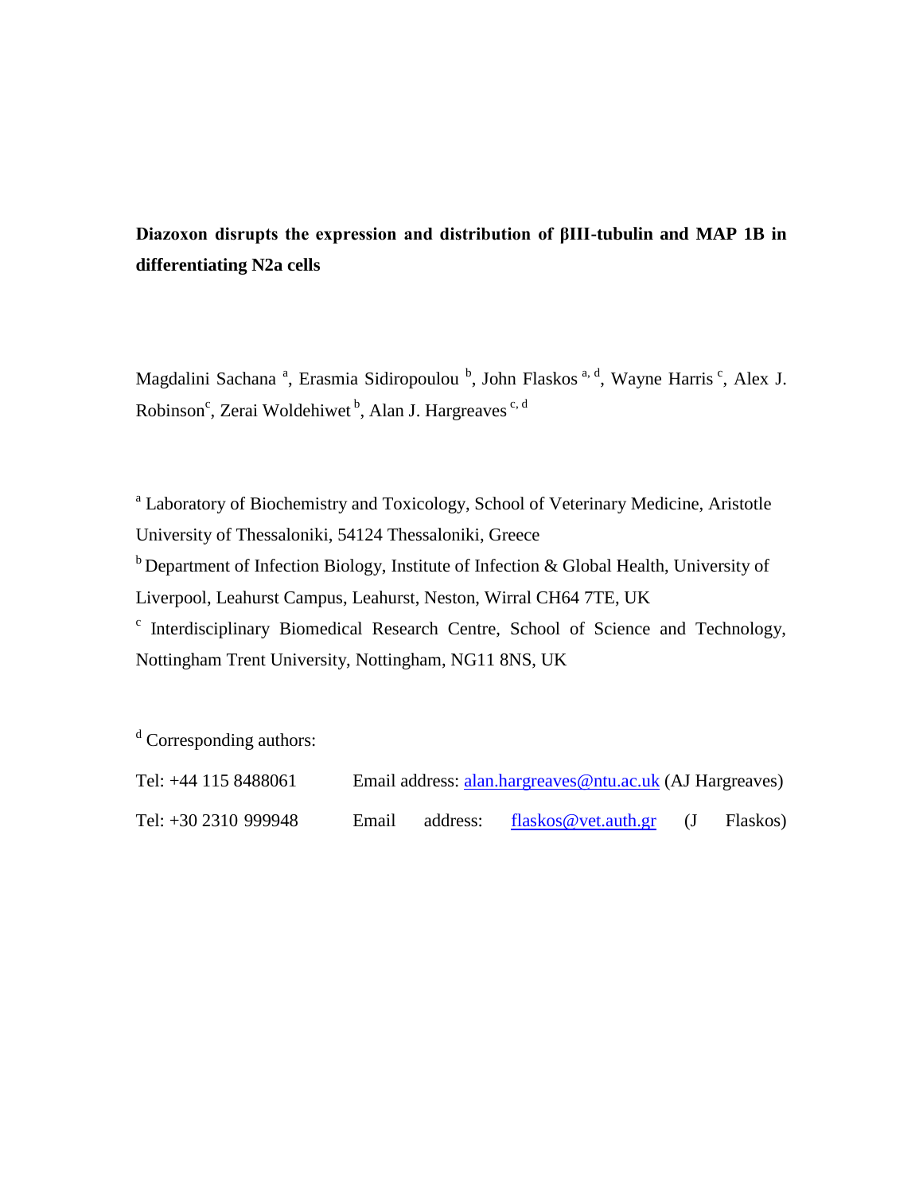**Diazoxon disrupts the expression and distribution of βIII-tubulin and MAP 1B in differentiating N2a cells**

Magdalini Sachana [a], Erasmia Sidiropoulou [b], John Flaskos [a, d], Wayne Harris [c], Alex J. Robinson[c], Zerai Woldehiwet [b], Alan J. Hargreaves [c, d]

[a] Laboratory of Biochemistry and Toxicology, School of Veterinary Medicine, Aristotle University of Thessaloniki, 54124 Thessaloniki, Greece

[b] Department of Infection Biology, Institute of Infection & Global Health, University of Liverpool, Leahurst Campus, Leahurst, Neston, Wirral CH64 7TE, UK

[c] Interdisciplinary Biomedical Research Centre, School of Science and Technology, Nottingham Trent University, Nottingham, NG11 8NS, UK

[d] Corresponding authors:

Tel: +44 115 8488061 Email address: alan.hargreaves@ntu.ac.uk (AJ Hargreaves)

Tel: +30 2310 999948 Email address: flaskos@vet.auth.gr (J Flaskos)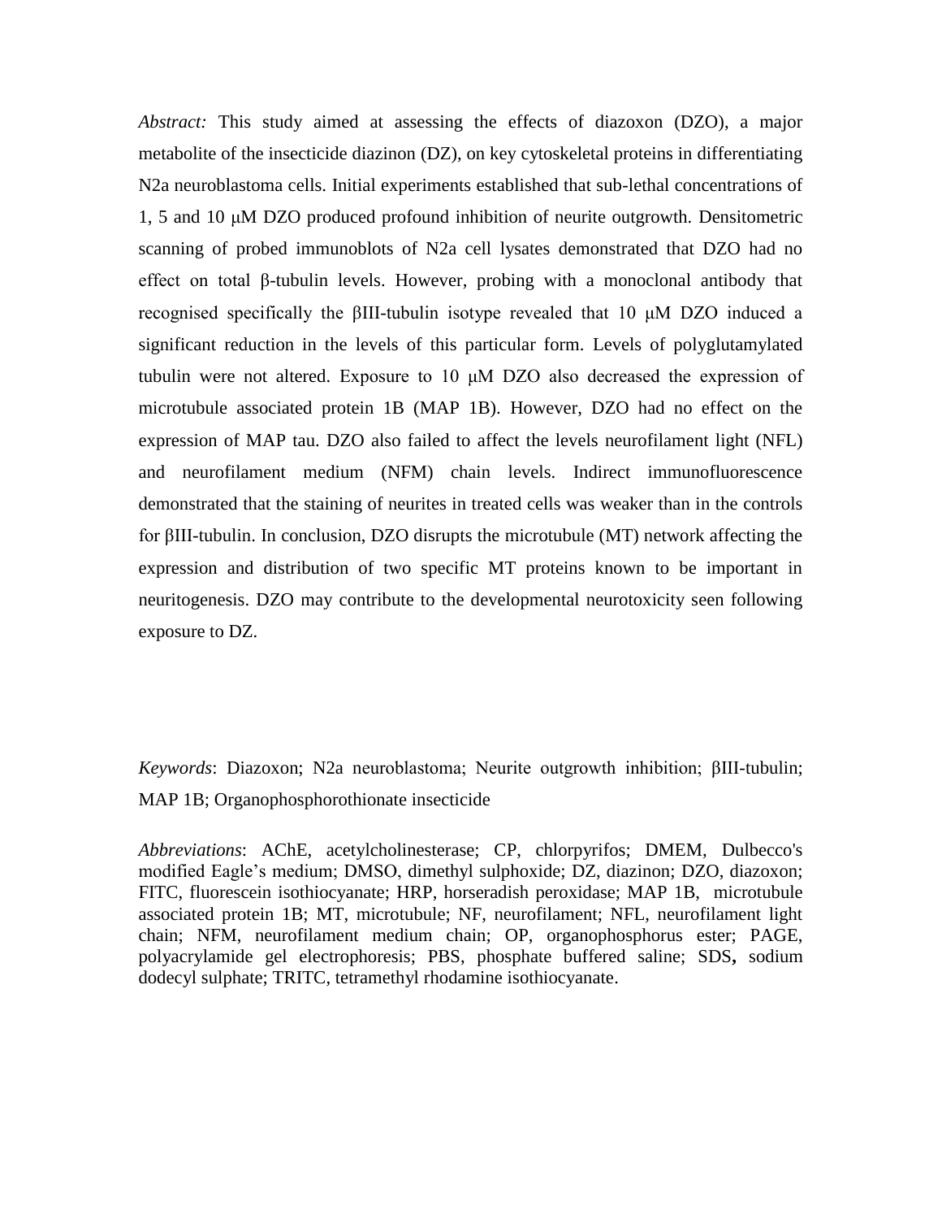*Abstract:* This study aimed at assessing the effects of diazoxon (DZO), a major metabolite of the insecticide diazinon (DZ), on key cytoskeletal proteins in differentiating N2a neuroblastoma cells. Initial experiments established that sub-lethal concentrations of 1, 5 and 10 μM DZO produced profound inhibition of neurite outgrowth. Densitometric scanning of probed immunoblots of N2a cell lysates demonstrated that DZO had no effect on total β-tubulin levels. However, probing with a monoclonal antibody that recognised specifically the βIII-tubulin isotype revealed that 10 μM DZO induced a significant reduction in the levels of this particular form. Levels of polyglutamylated tubulin were not altered. Exposure to 10 μM DZO also decreased the expression of microtubule associated protein 1B (MAP 1B). However, DZO had no effect on the expression of MAP tau. DZO also failed to affect the levels neurofilament light (NFL) and neurofilament medium (NFM) chain levels. Indirect immunofluorescence demonstrated that the staining of neurites in treated cells was weaker than in the controls for βIII-tubulin. In conclusion, DZO disrupts the microtubule (MT) network affecting the expression and distribution of two specific MT proteins known to be important in neuritogenesis. DZO may contribute to the developmental neurotoxicity seen following exposure to DZ.

*Keywords*: Diazoxon; N2a neuroblastoma; Neurite outgrowth inhibition; βIII-tubulin; MAP 1B; Organophosphorothionate insecticide

*Abbreviations*: AChE, acetylcholinesterase; CP, chlorpyrifos; DMEM, Dulbecco's modified Eagle's medium; DMSO, dimethyl sulphoxide; DZ, diazinon; DZO, diazoxon; FITC, fluorescein isothiocyanate; HRP, horseradish peroxidase; MAP 1B, microtubule associated protein 1B; MT, microtubule; NF, neurofilament; NFL, neurofilament light chain; NFM, neurofilament medium chain; OP, organophosphorus ester; PAGE, polyacrylamide gel electrophoresis; PBS, phosphate buffered saline; SDS, sodium dodecyl sulphate; TRITC, tetramethyl rhodamine isothiocyanate.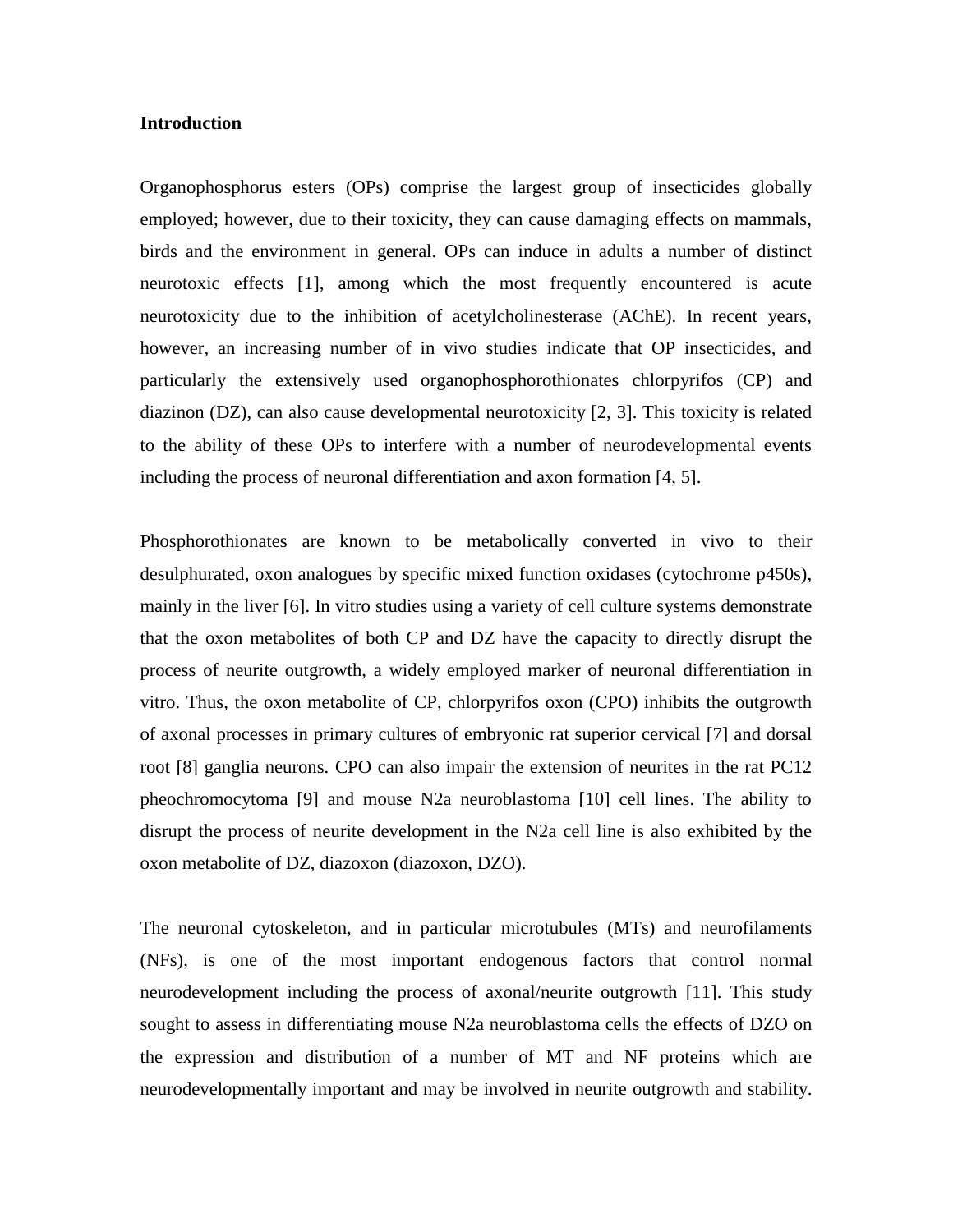## Introduction

Organophosphorus esters (OPs) comprise the largest group of insecticides globally employed; however, due to their toxicity, they can cause damaging effects on mammals, birds and the environment in general. OPs can induce in adults a number of distinct neurotoxic effects [1], among which the most frequently encountered is acute neurotoxicity due to the inhibition of acetylcholinesterase (AChE). In recent years, however, an increasing number of in vivo studies indicate that OP insecticides, and particularly the extensively used organophosphorothionates chlorpyrifos (CP) and diazinon (DZ), can also cause developmental neurotoxicity [2, 3]. This toxicity is related to the ability of these OPs to interfere with a number of neurodevelopmental events including the process of neuronal differentiation and axon formation [4, 5].

Phosphorothionates are known to be metabolically converted in vivo to their desulphurated, oxon analogues by specific mixed function oxidases (cytochrome p450s), mainly in the liver [6]. In vitro studies using a variety of cell culture systems demonstrate that the oxon metabolites of both CP and DZ have the capacity to directly disrupt the process of neurite outgrowth, a widely employed marker of neuronal differentiation in vitro. Thus, the oxon metabolite of CP, chlorpyrifos oxon (CPO) inhibits the outgrowth of axonal processes in primary cultures of embryonic rat superior cervical [7] and dorsal root [8] ganglia neurons. CPO can also impair the extension of neurites in the rat PC12 pheochromocytoma [9] and mouse N2a neuroblastoma [10] cell lines. The ability to disrupt the process of neurite development in the N2a cell line is also exhibited by the oxon metabolite of DZ, diazoxon (diazoxon, DZO).

The neuronal cytoskeleton, and in particular microtubules (MTs) and neurofilaments (NFs), is one of the most important endogenous factors that control normal neurodevelopment including the process of axonal/neurite outgrowth [11]. This study sought to assess in differentiating mouse N2a neuroblastoma cells the effects of DZO on the expression and distribution of a number of MT and NF proteins which are neurodevelopmentally important and may be involved in neurite outgrowth and stability.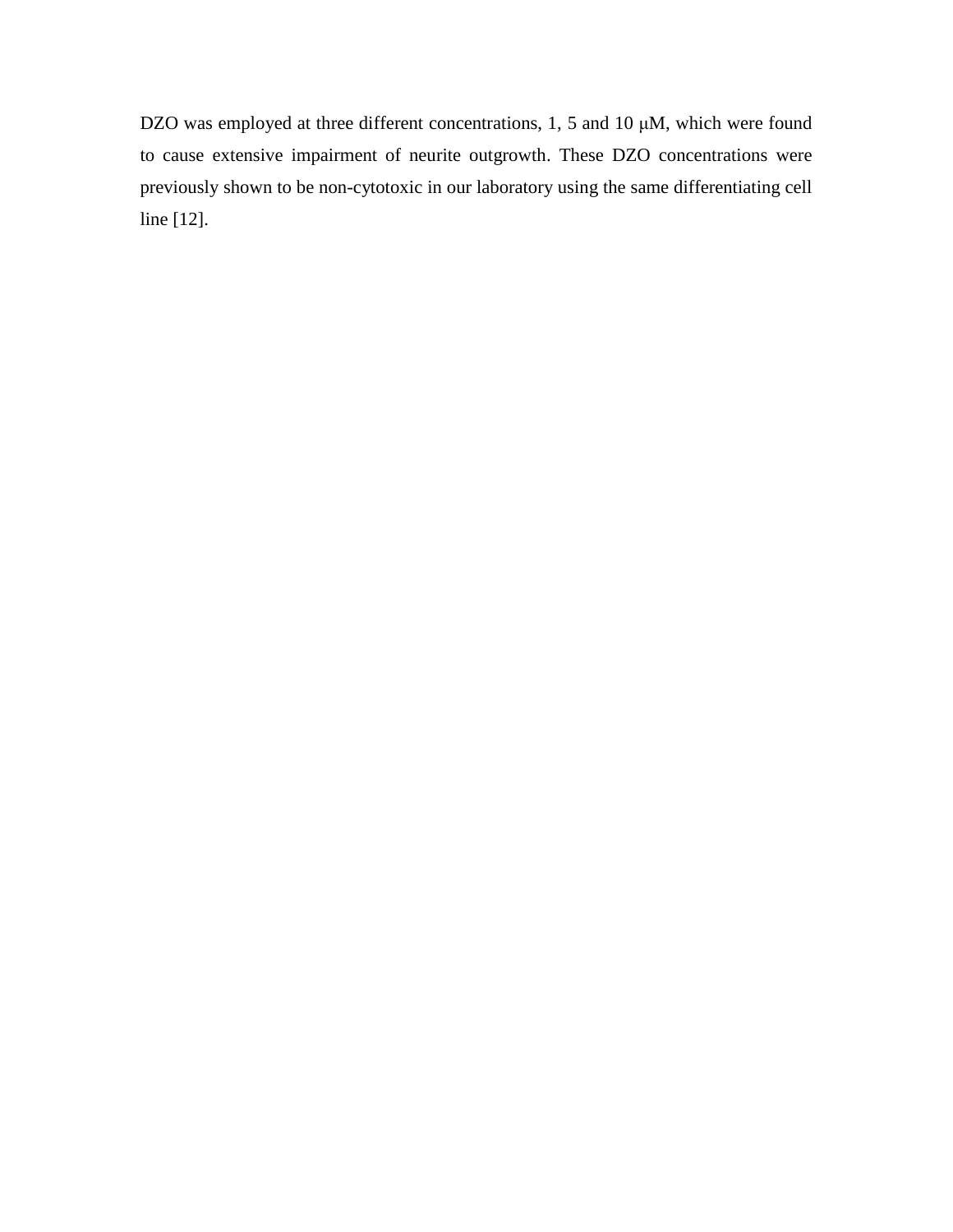DZO was employed at three different concentrations, 1, 5 and 10 μM, which were found to cause extensive impairment of neurite outgrowth. These DZO concentrations were previously shown to be non-cytotoxic in our laboratory using the same differentiating cell line [12].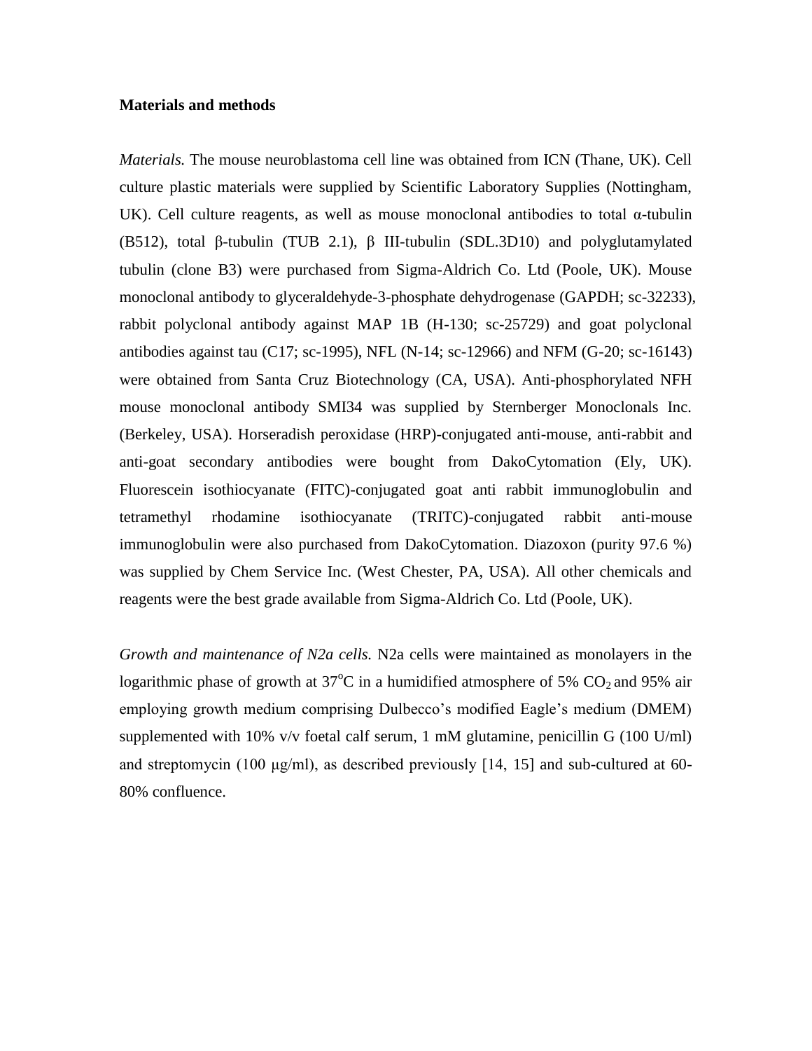**Materials and methods**

*Materials.* The mouse neuroblastoma cell line was obtained from ICN (Thane, UK). Cell culture plastic materials were supplied by Scientific Laboratory Supplies (Nottingham, UK). Cell culture reagents, as well as mouse monoclonal antibodies to total α-tubulin (B512), total β-tubulin (TUB 2.1), β III-tubulin (SDL.3D10) and polyglutamylated tubulin (clone B3) were purchased from Sigma-Aldrich Co. Ltd (Poole, UK). Mouse monoclonal antibody to glyceraldehyde-3-phosphate dehydrogenase (GAPDH; sc-32233), rabbit polyclonal antibody against MAP 1B (H-130; sc-25729) and goat polyclonal antibodies against tau (C17; sc-1995), NFL (N-14; sc-12966) and NFM (G-20; sc-16143) were obtained from Santa Cruz Biotechnology (CA, USA). Anti-phosphorylated NFH mouse monoclonal antibody SMI34 was supplied by Sternberger Monoclonals Inc. (Berkeley, USA). Horseradish peroxidase (HRP)-conjugated anti-mouse, anti-rabbit and anti-goat secondary antibodies were bought from DakoCytomation (Ely, UK). Fluorescein isothiocyanate (FITC)-conjugated goat anti rabbit immunoglobulin and tetramethyl rhodamine isothiocyanate (TRITC)-conjugated rabbit anti-mouse immunoglobulin were also purchased from DakoCytomation. Diazoxon (purity 97.6 %) was supplied by Chem Service Inc. (West Chester, PA, USA). All other chemicals and reagents were the best grade available from Sigma-Aldrich Co. Ltd (Poole, UK).

*Growth and maintenance of N2a cells.* N2a cells were maintained as monolayers in the logarithmic phase of growth at 37$^{o}$C in a humidified atmosphere of 5% $CO_2$ and 95% air employing growth medium comprising Dulbecco's modified Eagle's medium (DMEM) supplemented with 10% v/v foetal calf serum, 1 mM glutamine, penicillin G (100 U/ml) and streptomycin (100 μg/ml), as described previously [14, 15] and sub-cultured at 60-80% confluence.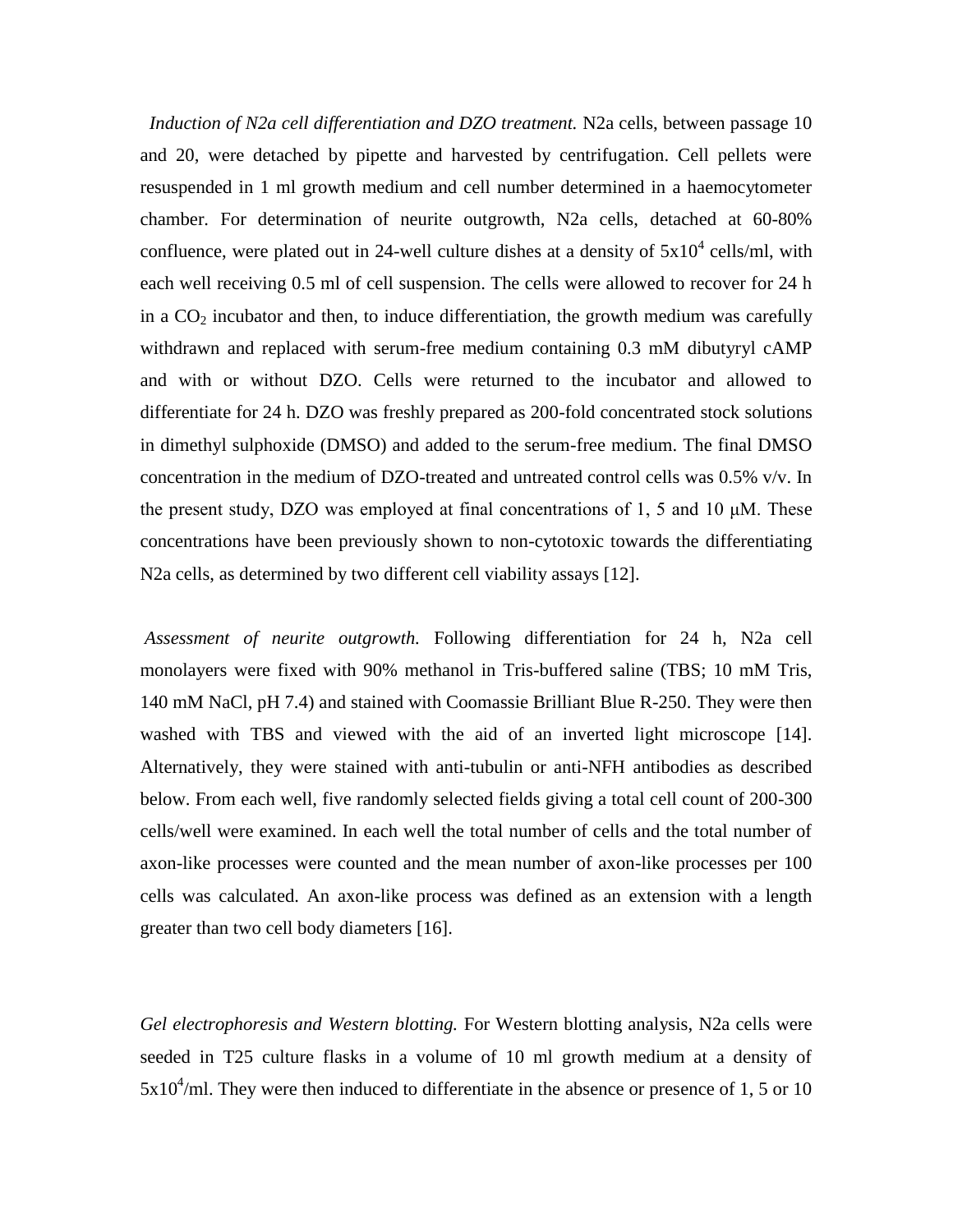*Induction of N2a cell differentiation and DZO treatment.* N2a cells, between passage 10 and 20, were detached by pipette and harvested by centrifugation. Cell pellets were resuspended in 1 ml growth medium and cell number determined in a haemocytometer chamber. For determination of neurite outgrowth, N2a cells, detached at 60-80% confluence, were plated out in 24-well culture dishes at a density of $5x10^4$ cells/ml, with each well receiving 0.5 ml of cell suspension. The cells were allowed to recover for 24 h in a $CO_2$ incubator and then, to induce differentiation, the growth medium was carefully withdrawn and replaced with serum-free medium containing 0.3 mM dibutyryl cAMP and with or without DZO. Cells were returned to the incubator and allowed to differentiate for 24 h. DZO was freshly prepared as 200-fold concentrated stock solutions in dimethyl sulphoxide (DMSO) and added to the serum-free medium. The final DMSO concentration in the medium of DZO-treated and untreated control cells was 0.5% v/v. In the present study, DZO was employed at final concentrations of 1, 5 and 10 μM. These concentrations have been previously shown to non-cytotoxic towards the differentiating N2a cells, as determined by two different cell viability assays [12].

*Assessment of neurite outgrowth.* Following differentiation for 24 h, N2a cell monolayers were fixed with 90% methanol in Tris-buffered saline (TBS; 10 mM Tris, 140 mM NaCl, pH 7.4) and stained with Coomassie Brilliant Blue R-250. They were then washed with TBS and viewed with the aid of an inverted light microscope [14]. Alternatively, they were stained with anti-tubulin or anti-NFH antibodies as described below. From each well, five randomly selected fields giving a total cell count of 200-300 cells/well were examined. In each well the total number of cells and the total number of axon-like processes were counted and the mean number of axon-like processes per 100 cells was calculated. An axon-like process was defined as an extension with a length greater than two cell body diameters [16].

*Gel electrophoresis and Western blotting.* For Western blotting analysis, N2a cells were seeded in T25 culture flasks in a volume of 10 ml growth medium at a density of $5x10^4$/ml. They were then induced to differentiate in the absence or presence of 1, 5 or 10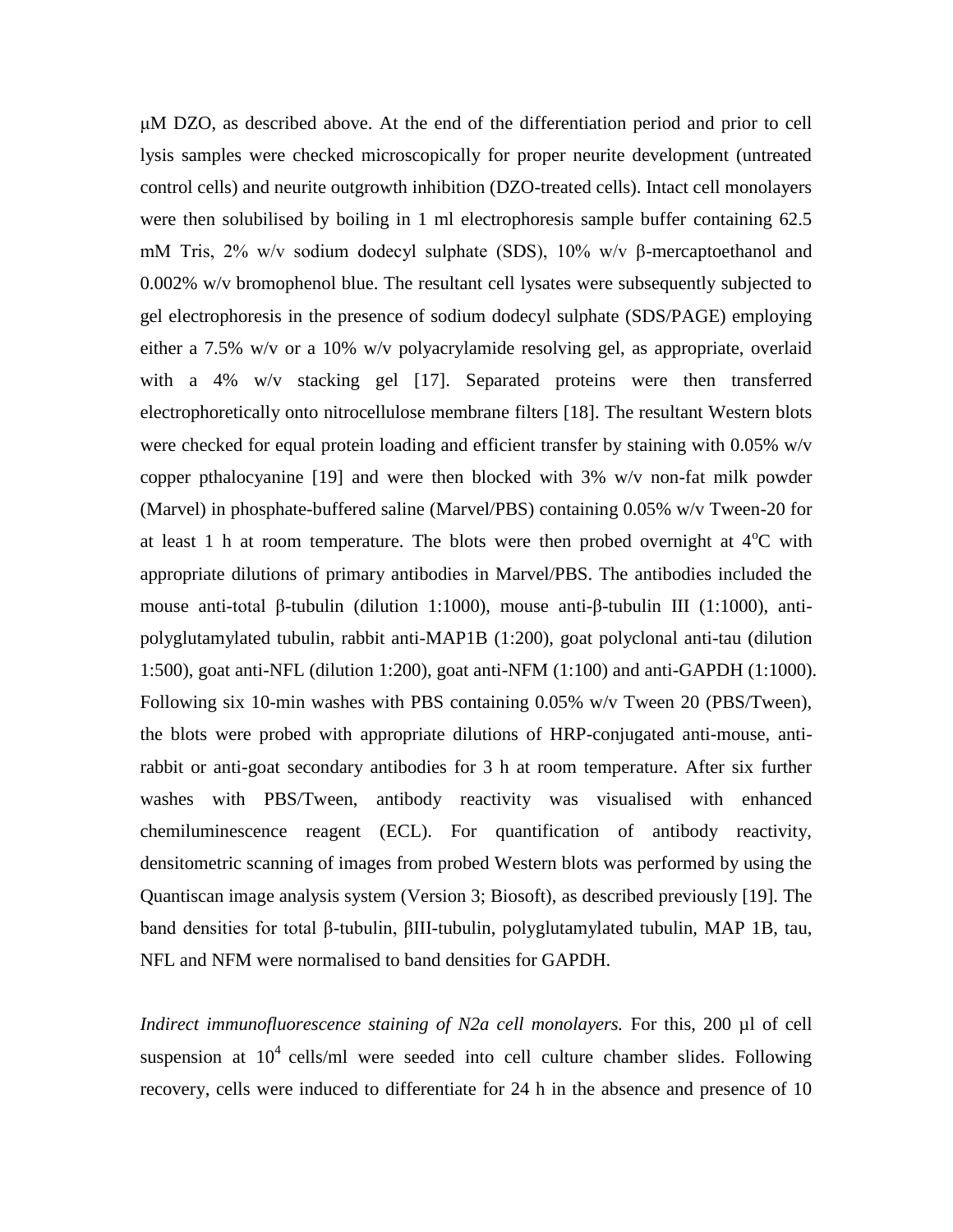μM DZO, as described above. At the end of the differentiation period and prior to cell lysis samples were checked microscopically for proper neurite development (untreated control cells) and neurite outgrowth inhibition (DZO-treated cells). Intact cell monolayers were then solubilised by boiling in 1 ml electrophoresis sample buffer containing 62.5 mM Tris, 2% w/v sodium dodecyl sulphate (SDS), 10% w/v β-mercaptoethanol and 0.002% w/v bromophenol blue. The resultant cell lysates were subsequently subjected to gel electrophoresis in the presence of sodium dodecyl sulphate (SDS/PAGE) employing either a 7.5% w/v or a 10% w/v polyacrylamide resolving gel, as appropriate, overlaid with a 4% w/v stacking gel [17]. Separated proteins were then transferred electrophoretically onto nitrocellulose membrane filters [18]. The resultant Western blots were checked for equal protein loading and efficient transfer by staining with 0.05% w/v copper pthalocyanine [19] and were then blocked with 3% w/v non-fat milk powder (Marvel) in phosphate-buffered saline (Marvel/PBS) containing 0.05% w/v Tween-20 for at least 1 h at room temperature. The blots were then probed overnight at 4°C with appropriate dilutions of primary antibodies in Marvel/PBS. The antibodies included the mouse anti-total β-tubulin (dilution 1:1000), mouse anti-β-tubulin III (1:1000), anti-polyglutamylated tubulin, rabbit anti-MAP1B (1:200), goat polyclonal anti-tau (dilution 1:500), goat anti-NFL (dilution 1:200), goat anti-NFM (1:100) and anti-GAPDH (1:1000). Following six 10-min washes with PBS containing 0.05% w/v Tween 20 (PBS/Tween), the blots were probed with appropriate dilutions of HRP-conjugated anti-mouse, anti-rabbit or anti-goat secondary antibodies for 3 h at room temperature. After six further washes with PBS/Tween, antibody reactivity was visualised with enhanced chemiluminescence reagent (ECL). For quantification of antibody reactivity, densitometric scanning of images from probed Western blots was performed by using the Quantiscan image analysis system (Version 3; Biosoft), as described previously [19]. The band densities for total β-tubulin, βIII-tubulin, polyglutamylated tubulin, MAP 1B, tau, NFL and NFM were normalised to band densities for GAPDH.

*Indirect immunofluorescence staining of N2a cell monolayers.* For this, 200 µl of cell suspension at $10^4$ cells/ml were seeded into cell culture chamber slides. Following recovery, cells were induced to differentiate for 24 h in the absence and presence of 10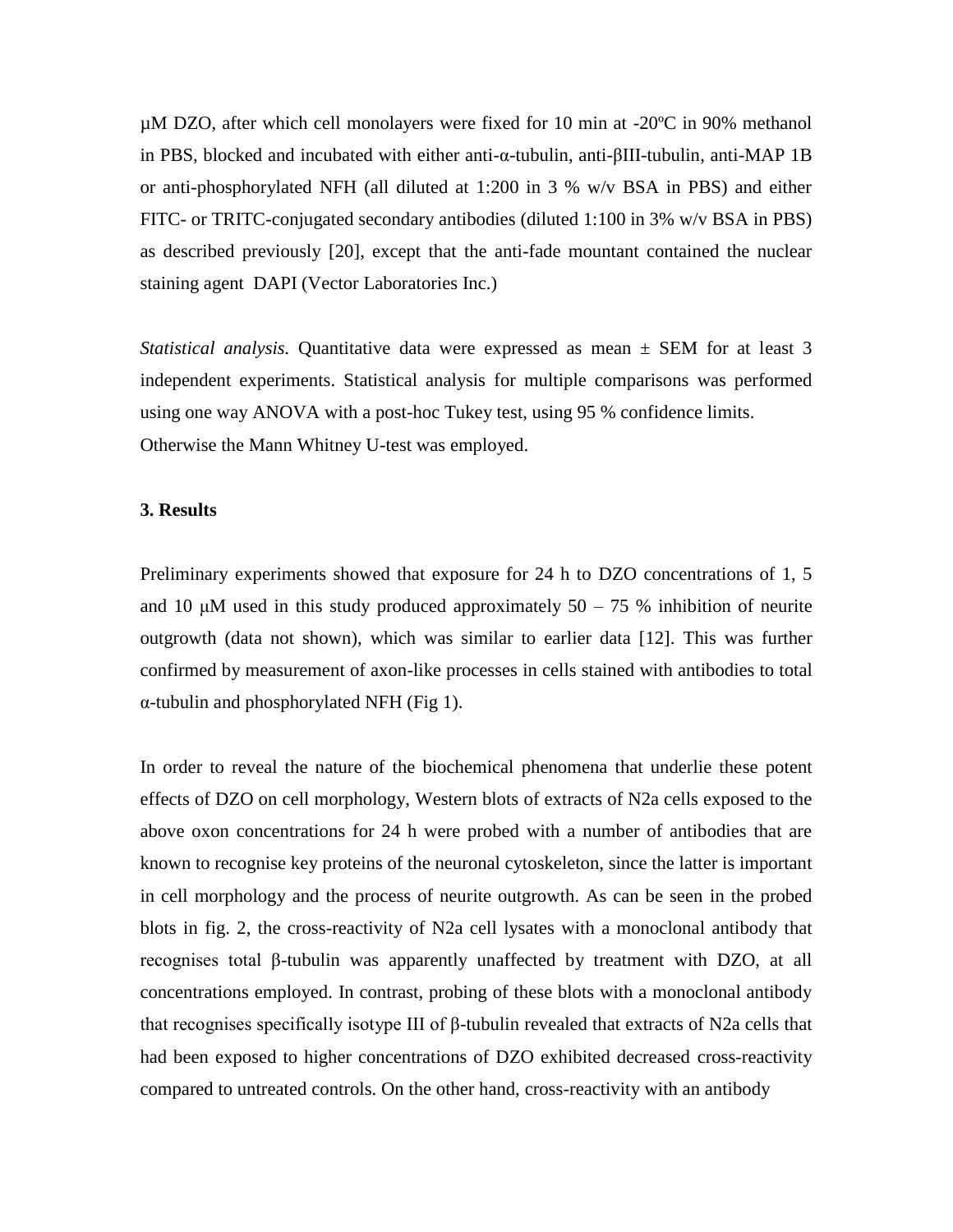μM DZO, after which cell monolayers were fixed for 10 min at -20ºC in 90% methanol in PBS, blocked and incubated with either anti-α-tubulin, anti-βIII-tubulin, anti-MAP 1B or anti-phosphorylated NFH (all diluted at 1:200 in 3 % w/v BSA in PBS) and either FITC- or TRITC-conjugated secondary antibodies (diluted 1:100 in 3% w/v BSA in PBS) as described previously [20], except that the anti-fade mountant contained the nuclear staining agent DAPI (Vector Laboratories Inc.)

*Statistical analysis.* Quantitative data were expressed as mean ± SEM for at least 3 independent experiments. Statistical analysis for multiple comparisons was performed using one way ANOVA with a post-hoc Tukey test, using 95 % confidence limits. Otherwise the Mann Whitney U-test was employed.

### 3. Results

Preliminary experiments showed that exposure for 24 h to DZO concentrations of 1, 5 and 10 μM used in this study produced approximately 50 – 75 % inhibition of neurite outgrowth (data not shown), which was similar to earlier data [12]. This was further confirmed by measurement of axon-like processes in cells stained with antibodies to total α-tubulin and phosphorylated NFH (Fig 1).

In order to reveal the nature of the biochemical phenomena that underlie these potent effects of DZO on cell morphology, Western blots of extracts of N2a cells exposed to the above oxon concentrations for 24 h were probed with a number of antibodies that are known to recognise key proteins of the neuronal cytoskeleton, since the latter is important in cell morphology and the process of neurite outgrowth. As can be seen in the probed blots in fig. 2, the cross-reactivity of N2a cell lysates with a monoclonal antibody that recognises total β-tubulin was apparently unaffected by treatment with DZO, at all concentrations employed. In contrast, probing of these blots with a monoclonal antibody that recognises specifically isotype III of β-tubulin revealed that extracts of N2a cells that had been exposed to higher concentrations of DZO exhibited decreased cross-reactivity compared to untreated controls. On the other hand, cross-reactivity with an antibody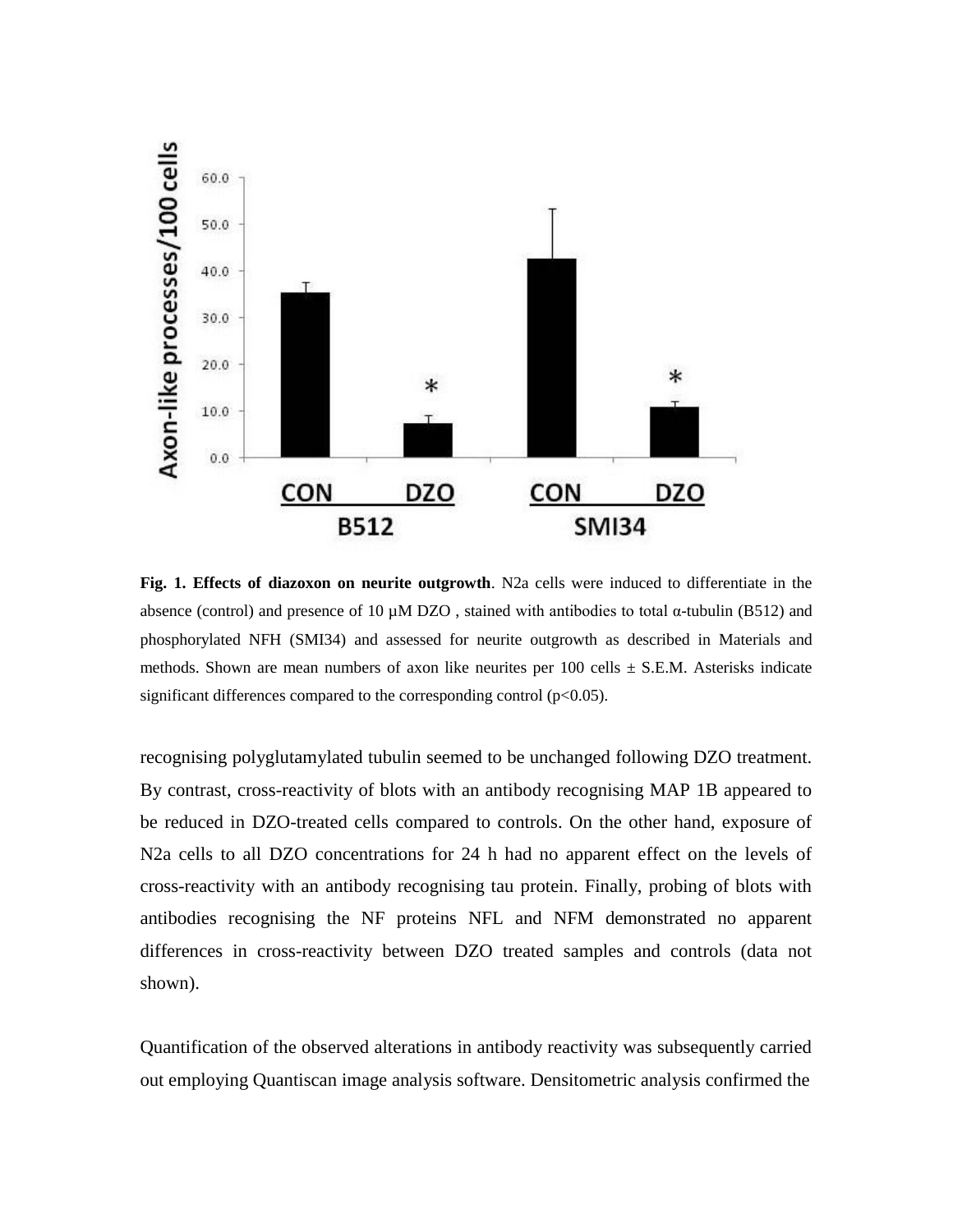**Fig. 1. Effects of diazoxon on neurite outgrowth**. N2a cells were induced to differentiate in the absence (control) and presence of 10 µM DZO , stained with antibodies to total α-tubulin (B512) and phosphorylated NFH (SMI34) and assessed for neurite outgrowth as described in Materials and methods. Shown are mean numbers of axon like neurites per 100 cells ± S.E.M. Asterisks indicate significant differences compared to the corresponding control ($p<0.05$).

recognising polyglutamylated tubulin seemed to be unchanged following DZO treatment. By contrast, cross-reactivity of blots with an antibody recognising MAP 1B appeared to be reduced in DZO-treated cells compared to controls. On the other hand, exposure of N2a cells to all DZO concentrations for 24 h had no apparent effect on the levels of cross-reactivity with an antibody recognising tau protein. Finally, probing of blots with antibodies recognising the NF proteins NFL and NFM demonstrated no apparent differences in cross-reactivity between DZO treated samples and controls (data not shown).

Quantification of the observed alterations in antibody reactivity was subsequently carried out employing Quantiscan image analysis software. Densitometric analysis confirmed the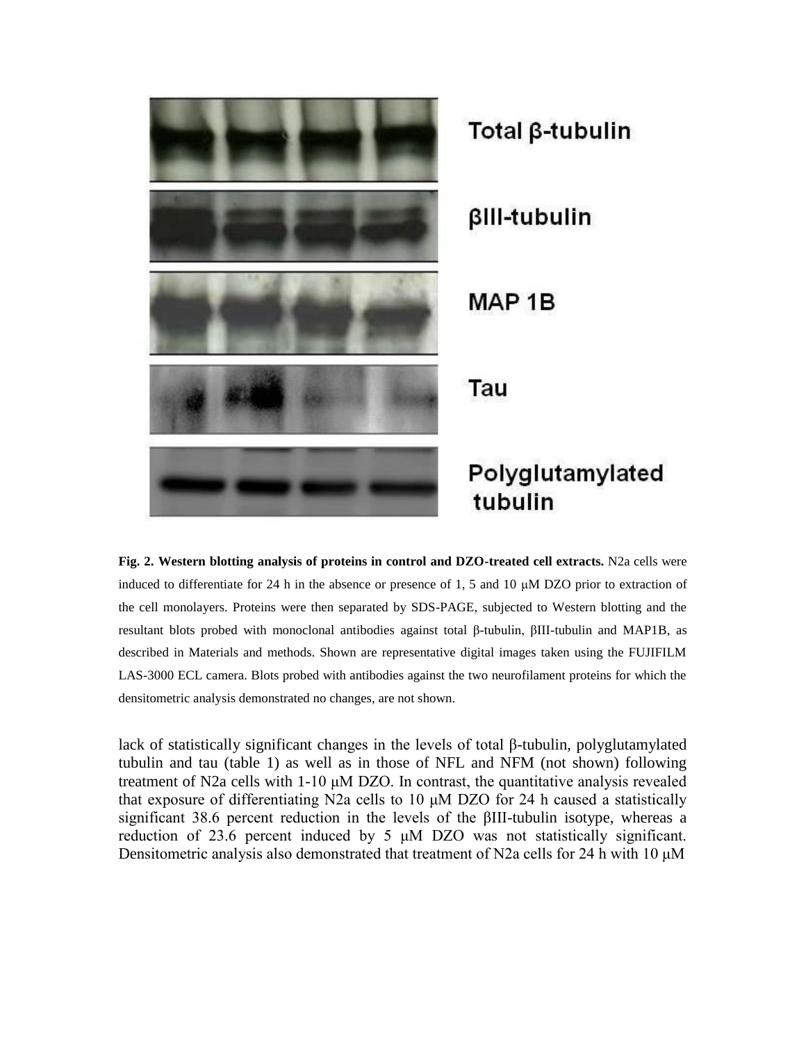**Fig. 2. Western blotting analysis of proteins in control and DZO-treated cell extracts.** N2a cells were induced to differentiate for 24 h in the absence or presence of 1, 5 and 10 μM DZO prior to extraction of the cell monolayers. Proteins were then separated by SDS-PAGE, subjected to Western blotting and the resultant blots probed with monoclonal antibodies against total β-tubulin, βIII-tubulin and MAP1B, as described in Materials and methods. Shown are representative digital images taken using the FUJIFILM LAS-3000 ECL camera. Blots probed with antibodies against the two neurofilament proteins for which the densitometric analysis demonstrated no changes, are not shown.

lack of statistically significant changes in the levels of total β-tubulin, polyglutamylated tubulin and tau (table 1) as well as in those of NFL and NFM (not shown) following treatment of N2a cells with 1-10 μM DZO. In contrast, the quantitative analysis revealed that exposure of differentiating N2a cells to 10 μM DZO for 24 h caused a statistically significant 38.6 percent reduction in the levels of the βIII-tubulin isotype, whereas a reduction of 23.6 percent induced by 5 μM DZO was not statistically significant. Densitometric analysis also demonstrated that treatment of N2a cells for 24 h with 10 μM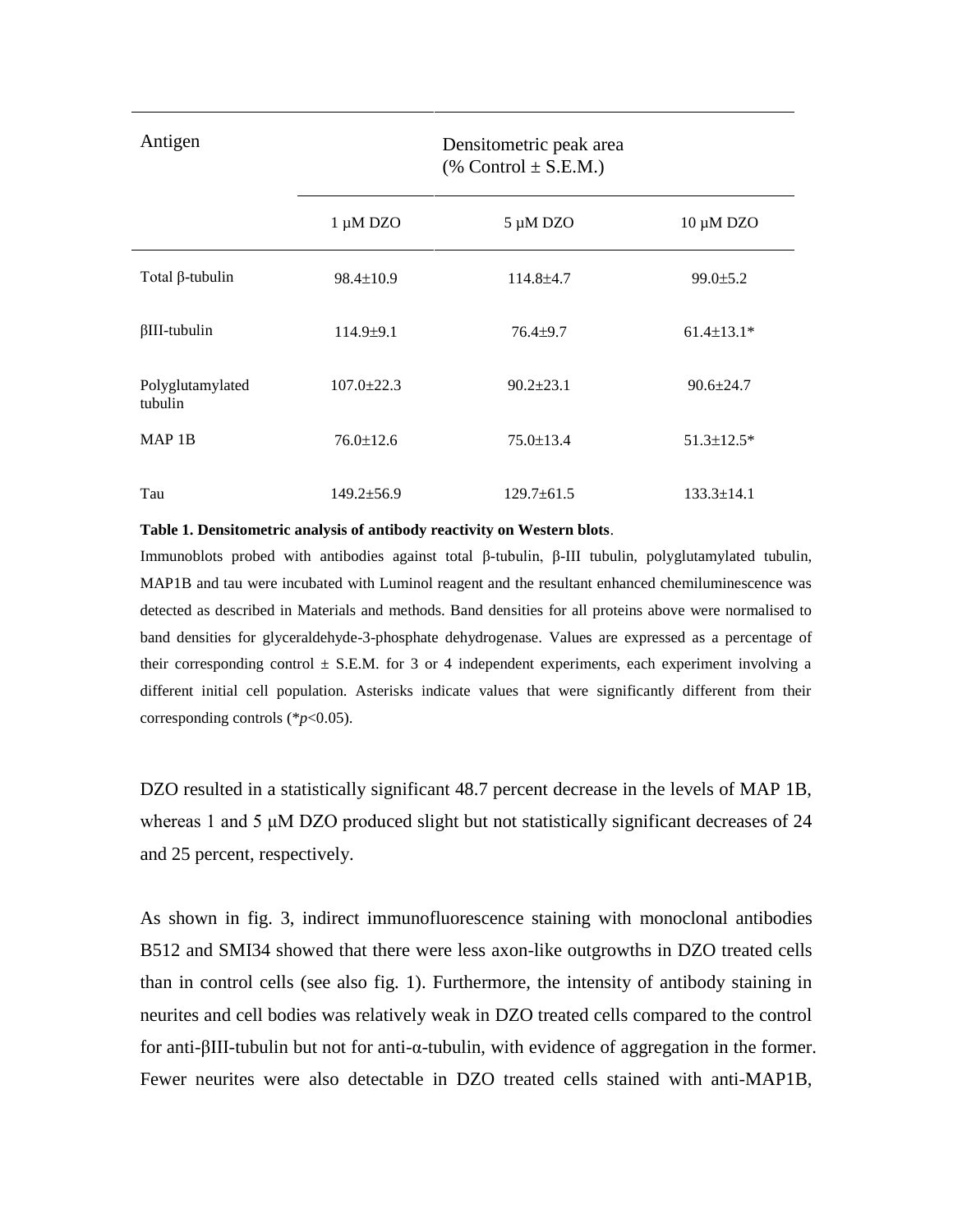| Antigen | Densitometric peak area (% Control ± S.E.M.) | | |
|---|---|---|---|
| | 1 μM DZO | 5 μM DZO | 10 μM DZO |
| Total β-tubulin | 98.4±10.9 | 114.8±4.7 | 99.0±5.2 |
| βIII-tubulin | 114.9±9.1 | 76.4±9.7 | 61.4±13.1* |
| Polyglutamylated tubulin | 107.0±22.3 | 90.2±23.1 | 90.6±24.7 |
| MAP 1B | 76.0±12.6 | 75.0±13.4 | 51.3±12.5* |
| Tau | 149.2±56.9 | 129.7±61.5 | 133.3±14.1 |

**Table 1. Densitometric analysis of antibody reactivity on Western blots**.

Immunoblots probed with antibodies against total β-tubulin, β-III tubulin, polyglutamylated tubulin, MAP1B and tau were incubated with Luminol reagent and the resultant enhanced chemiluminescence was detected as described in Materials and methods. Band densities for all proteins above were normalised to band densities for glyceraldehyde-3-phosphate dehydrogenase. Values are expressed as a percentage of their corresponding control ± S.E.M. for 3 or 4 independent experiments, each experiment involving a different initial cell population. Asterisks indicate values that were significantly different from their corresponding controls (\*$p<0.05$).

DZO resulted in a statistically significant 48.7 percent decrease in the levels of MAP 1B, whereas 1 and 5 μM DZO produced slight but not statistically significant decreases of 24 and 25 percent, respectively.

As shown in fig. 3, indirect immunofluorescence staining with monoclonal antibodies B512 and SMI34 showed that there were less axon-like outgrowths in DZO treated cells than in control cells (see also fig. 1). Furthermore, the intensity of antibody staining in neurites and cell bodies was relatively weak in DZO treated cells compared to the control for anti-βIII-tubulin but not for anti-α-tubulin, with evidence of aggregation in the former. Fewer neurites were also detectable in DZO treated cells stained with anti-MAP1B,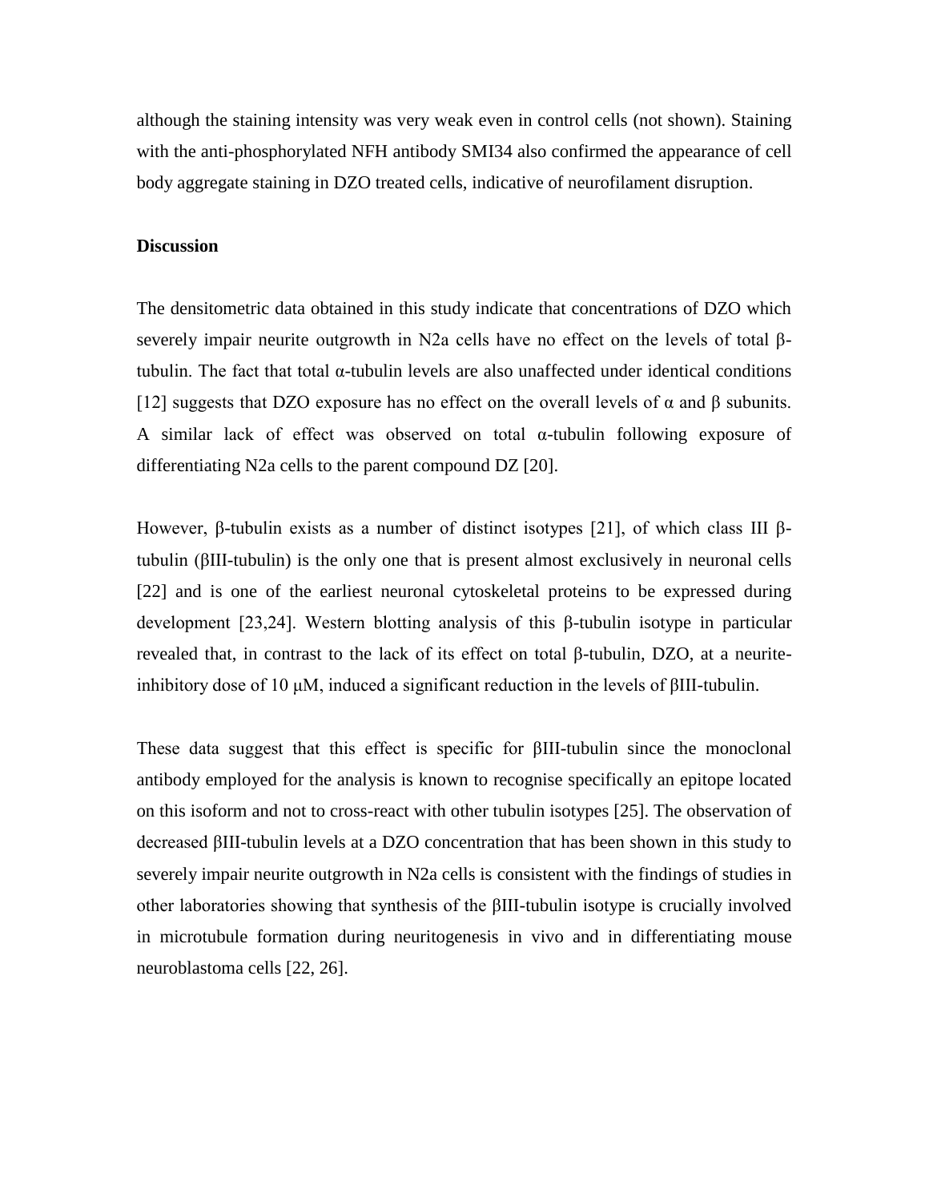although the staining intensity was very weak even in control cells (not shown). Staining with the anti-phosphorylated NFH antibody SMI34 also confirmed the appearance of cell body aggregate staining in DZO treated cells, indicative of neurofilament disruption.

**Discussion**

The densitometric data obtained in this study indicate that concentrations of DZO which severely impair neurite outgrowth in N2a cells have no effect on the levels of total β-tubulin. The fact that total α-tubulin levels are also unaffected under identical conditions [12] suggests that DZO exposure has no effect on the overall levels of α and β subunits. A similar lack of effect was observed on total α-tubulin following exposure of differentiating N2a cells to the parent compound DZ [20].

However, β-tubulin exists as a number of distinct isotypes [21], of which class III β-tubulin (βIII-tubulin) is the only one that is present almost exclusively in neuronal cells [22] and is one of the earliest neuronal cytoskeletal proteins to be expressed during development [23,24]. Western blotting analysis of this β-tubulin isotype in particular revealed that, in contrast to the lack of its effect on total β-tubulin, DZO, at a neurite-inhibitory dose of 10 μM, induced a significant reduction in the levels of βIII-tubulin.

These data suggest that this effect is specific for βIII-tubulin since the monoclonal antibody employed for the analysis is known to recognise specifically an epitope located on this isoform and not to cross-react with other tubulin isotypes [25]. The observation of decreased βIII-tubulin levels at a DZO concentration that has been shown in this study to severely impair neurite outgrowth in N2a cells is consistent with the findings of studies in other laboratories showing that synthesis of the βIII-tubulin isotype is crucially involved in microtubule formation during neuritogenesis in vivo and in differentiating mouse neuroblastoma cells [22, 26].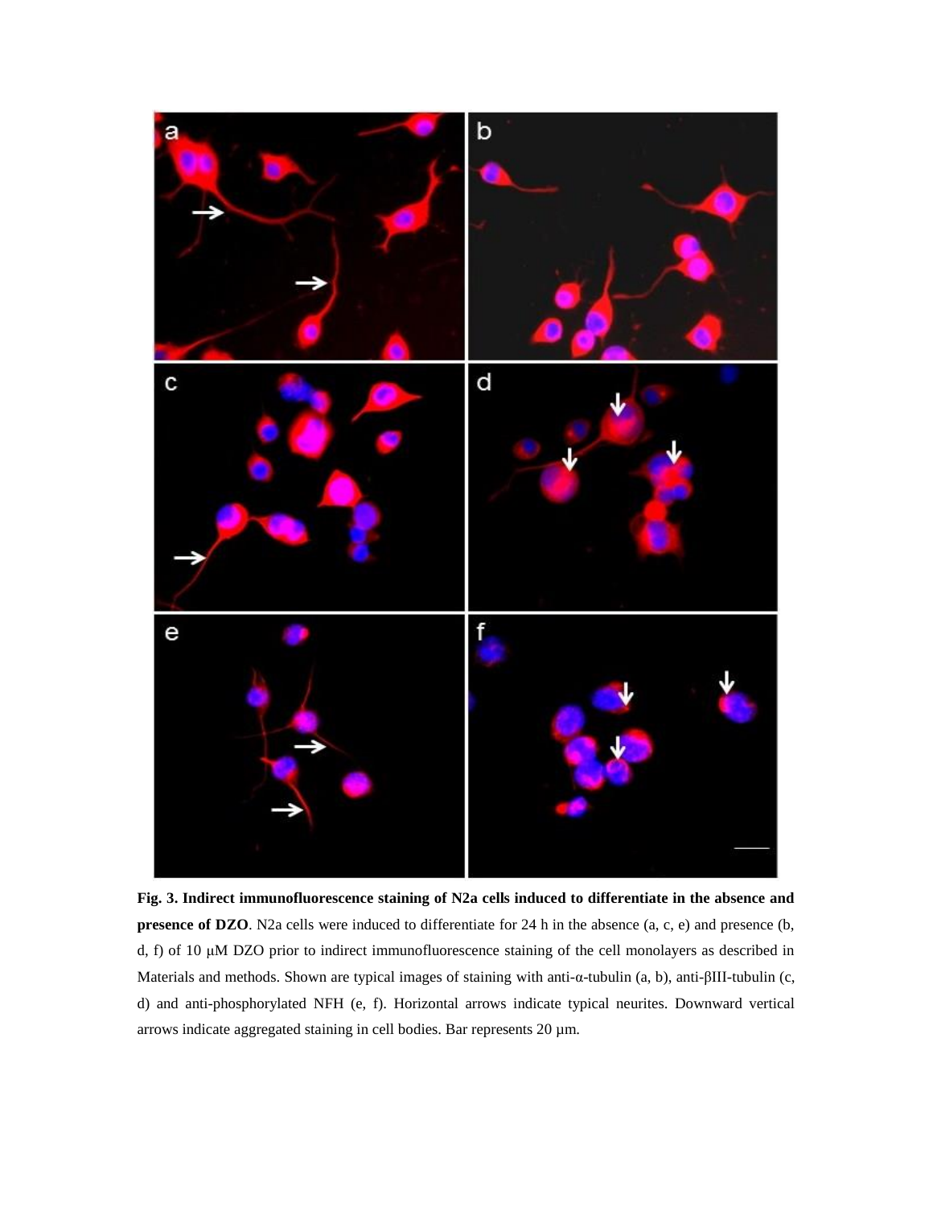**Fig. 3. Indirect immunofluorescence staining of N2a cells induced to differentiate in the absence and presence of DZO**. N2a cells were induced to differentiate for 24 h in the absence (a, c, e) and presence (b, d, f) of 10 μM DZO prior to indirect immunofluorescence staining of the cell monolayers as described in Materials and methods. Shown are typical images of staining with anti-α-tubulin (a, b), anti-βIII-tubulin (c, d) and anti-phosphorylated NFH (e, f). Horizontal arrows indicate typical neurites. Downward vertical arrows indicate aggregated staining in cell bodies. Bar represents 20 μm.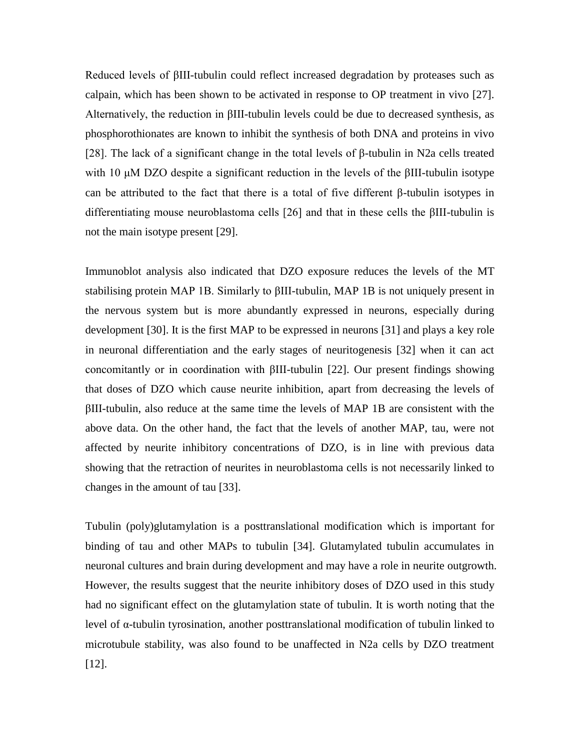Reduced levels of βIII-tubulin could reflect increased degradation by proteases such as calpain, which has been shown to be activated in response to OP treatment in vivo [27]. Alternatively, the reduction in βIII-tubulin levels could be due to decreased synthesis, as phosphorothionates are known to inhibit the synthesis of both DNA and proteins in vivo [28]. The lack of a significant change in the total levels of β-tubulin in N2a cells treated with 10 μM DZO despite a significant reduction in the levels of the βIII-tubulin isotype can be attributed to the fact that there is a total of five different β-tubulin isotypes in differentiating mouse neuroblastoma cells [26] and that in these cells the βIII-tubulin is not the main isotype present [29].

Immunoblot analysis also indicated that DZO exposure reduces the levels of the MT stabilising protein MAP 1B. Similarly to βIII-tubulin, MAP 1B is not uniquely present in the nervous system but is more abundantly expressed in neurons, especially during development [30]. It is the first MAP to be expressed in neurons [31] and plays a key role in neuronal differentiation and the early stages of neuritogenesis [32] when it can act concomitantly or in coordination with βIII-tubulin [22]. Our present findings showing that doses of DZO which cause neurite inhibition, apart from decreasing the levels of βIII-tubulin, also reduce at the same time the levels of MAP 1B are consistent with the above data. On the other hand, the fact that the levels of another MAP, tau, were not affected by neurite inhibitory concentrations of DZO, is in line with previous data showing that the retraction of neurites in neuroblastoma cells is not necessarily linked to changes in the amount of tau [33].

Tubulin (poly)glutamylation is a posttranslational modification which is important for binding of tau and other MAPs to tubulin [34]. Glutamylated tubulin accumulates in neuronal cultures and brain during development and may have a role in neurite outgrowth. However, the results suggest that the neurite inhibitory doses of DZO used in this study had no significant effect on the glutamylation state of tubulin. It is worth noting that the level of α-tubulin tyrosination, another posttranslational modification of tubulin linked to microtubule stability, was also found to be unaffected in N2a cells by DZO treatment [12].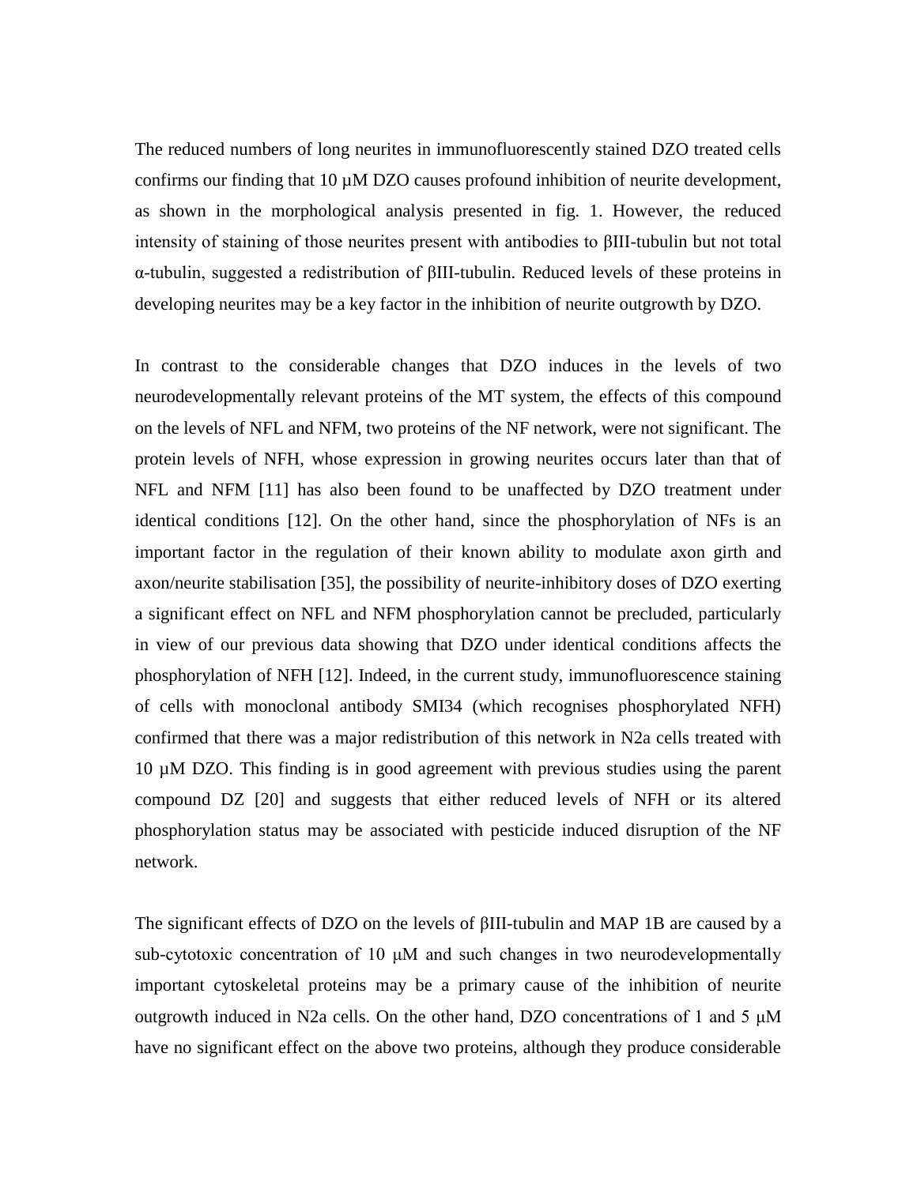The reduced numbers of long neurites in immunofluorescently stained DZO treated cells confirms our finding that 10 μM DZO causes profound inhibition of neurite development, as shown in the morphological analysis presented in fig. 1. However, the reduced intensity of staining of those neurites present with antibodies to βIII-tubulin but not total α-tubulin, suggested a redistribution of βIII-tubulin. Reduced levels of these proteins in developing neurites may be a key factor in the inhibition of neurite outgrowth by DZO.

In contrast to the considerable changes that DZO induces in the levels of two neurodevelopmentally relevant proteins of the MT system, the effects of this compound on the levels of NFL and NFM, two proteins of the NF network, were not significant. The protein levels of NFH, whose expression in growing neurites occurs later than that of NFL and NFM [11] has also been found to be unaffected by DZO treatment under identical conditions [12]. On the other hand, since the phosphorylation of NFs is an important factor in the regulation of their known ability to modulate axon girth and axon/neurite stabilisation [35], the possibility of neurite-inhibitory doses of DZO exerting a significant effect on NFL and NFM phosphorylation cannot be precluded, particularly in view of our previous data showing that DZO under identical conditions affects the phosphorylation of NFH [12]. Indeed, in the current study, immunofluorescence staining of cells with monoclonal antibody SMI34 (which recognises phosphorylated NFH) confirmed that there was a major redistribution of this network in N2a cells treated with 10 μM DZO. This finding is in good agreement with previous studies using the parent compound DZ [20] and suggests that either reduced levels of NFH or its altered phosphorylation status may be associated with pesticide induced disruption of the NF network.

The significant effects of DZO on the levels of βIII-tubulin and MAP 1B are caused by a sub-cytotoxic concentration of 10 μM and such changes in two neurodevelopmentally important cytoskeletal proteins may be a primary cause of the inhibition of neurite outgrowth induced in N2a cells. On the other hand, DZO concentrations of 1 and 5 μM have no significant effect on the above two proteins, although they produce considerable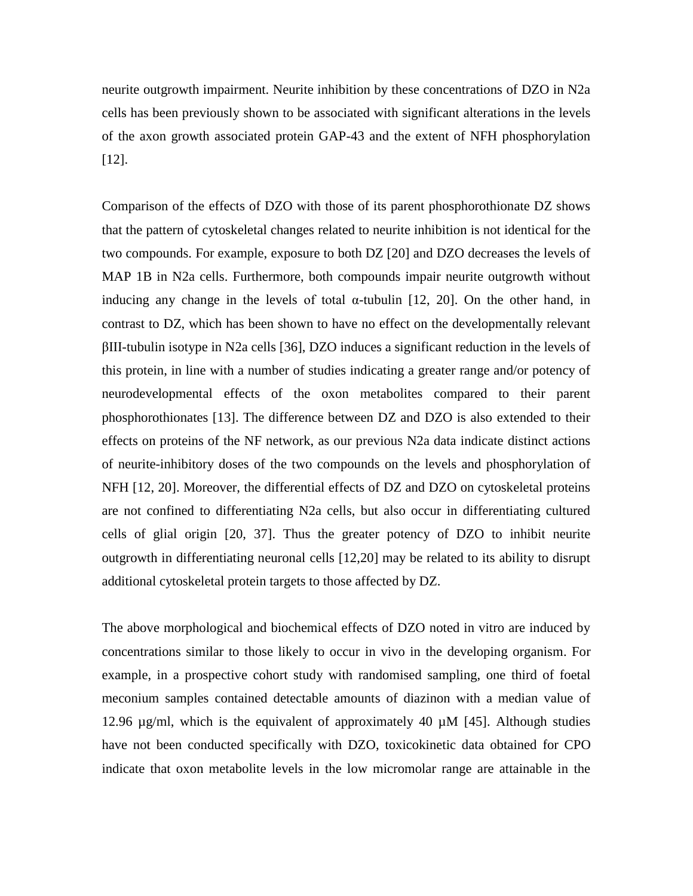neurite outgrowth impairment. Neurite inhibition by these concentrations of DZO in N2a cells has been previously shown to be associated with significant alterations in the levels of the axon growth associated protein GAP-43 and the extent of NFH phosphorylation [12].

Comparison of the effects of DZO with those of its parent phosphorothionate DZ shows that the pattern of cytoskeletal changes related to neurite inhibition is not identical for the two compounds. For example, exposure to both DZ [20] and DZO decreases the levels of MAP 1B in N2a cells. Furthermore, both compounds impair neurite outgrowth without inducing any change in the levels of total α-tubulin [12, 20]. On the other hand, in contrast to DZ, which has been shown to have no effect on the developmentally relevant βIII-tubulin isotype in N2a cells [36], DZO induces a significant reduction in the levels of this protein, in line with a number of studies indicating a greater range and/or potency of neurodevelopmental effects of the oxon metabolites compared to their parent phosphorothionates [13]. The difference between DZ and DZO is also extended to their effects on proteins of the NF network, as our previous N2a data indicate distinct actions of neurite-inhibitory doses of the two compounds on the levels and phosphorylation of NFH [12, 20]. Moreover, the differential effects of DZ and DZO on cytoskeletal proteins are not confined to differentiating N2a cells, but also occur in differentiating cultured cells of glial origin [20, 37]. Thus the greater potency of DZO to inhibit neurite outgrowth in differentiating neuronal cells [12,20] may be related to its ability to disrupt additional cytoskeletal protein targets to those affected by DZ.

The above morphological and biochemical effects of DZO noted in vitro are induced by concentrations similar to those likely to occur in vivo in the developing organism. For example, in a prospective cohort study with randomised sampling, one third of foetal meconium samples contained detectable amounts of diazinon with a median value of 12.96 µg/ml, which is the equivalent of approximately 40 µM [45]. Although studies have not been conducted specifically with DZO, toxicokinetic data obtained for CPO indicate that oxon metabolite levels in the low micromolar range are attainable in the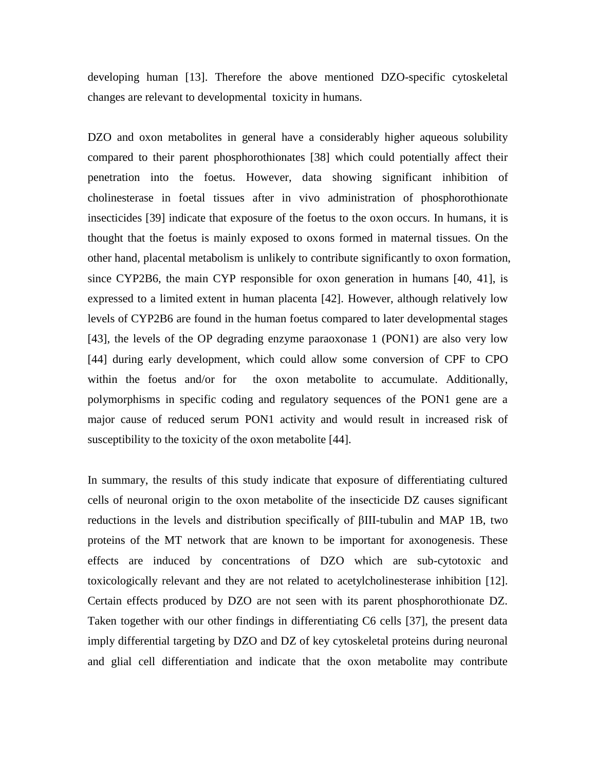developing human [13]. Therefore the above mentioned DZO-specific cytoskeletal changes are relevant to developmental toxicity in humans.

DZO and oxon metabolites in general have a considerably higher aqueous solubility compared to their parent phosphorothionates [38] which could potentially affect their penetration into the foetus. However, data showing significant inhibition of cholinesterase in foetal tissues after in vivo administration of phosphorothionate insecticides [39] indicate that exposure of the foetus to the oxon occurs. In humans, it is thought that the foetus is mainly exposed to oxons formed in maternal tissues. On the other hand, placental metabolism is unlikely to contribute significantly to oxon formation, since CYP2B6, the main CYP responsible for oxon generation in humans [40, 41], is expressed to a limited extent in human placenta [42]. However, although relatively low levels of CYP2B6 are found in the human foetus compared to later developmental stages [43], the levels of the OP degrading enzyme paraoxonase 1 (PON1) are also very low [44] during early development, which could allow some conversion of CPF to CPO within the foetus and/or for the oxon metabolite to accumulate. Additionally, polymorphisms in specific coding and regulatory sequences of the PON1 gene are a major cause of reduced serum PON1 activity and would result in increased risk of susceptibility to the toxicity of the oxon metabolite [44].

In summary, the results of this study indicate that exposure of differentiating cultured cells of neuronal origin to the oxon metabolite of the insecticide DZ causes significant reductions in the levels and distribution specifically of βIII-tubulin and MAP 1B, two proteins of the MT network that are known to be important for axonogenesis. These effects are induced by concentrations of DZO which are sub-cytotoxic and toxicologically relevant and they are not related to acetylcholinesterase inhibition [12]. Certain effects produced by DZO are not seen with its parent phosphorothionate DZ. Taken together with our other findings in differentiating C6 cells [37], the present data imply differential targeting by DZO and DZ of key cytoskeletal proteins during neuronal and glial cell differentiation and indicate that the oxon metabolite may contribute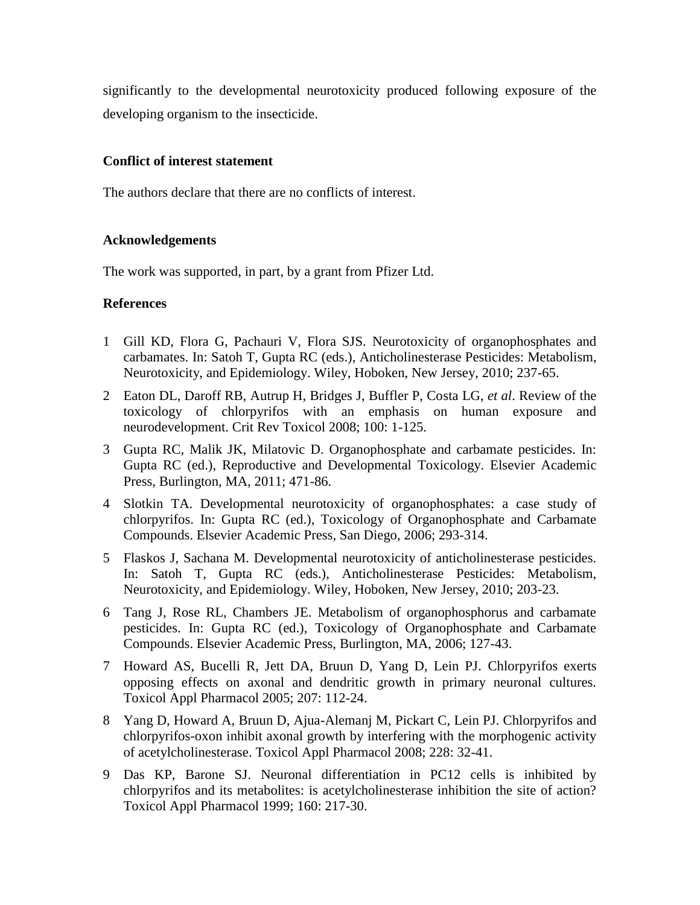significantly to the developmental neurotoxicity produced following exposure of the developing organism to the insecticide.

### Conflict of interest statement

The authors declare that there are no conflicts of interest.

### Acknowledgements

The work was supported, in part, by a grant from Pfizer Ltd.

### References

1 Gill KD, Flora G, Pachauri V, Flora SJS. Neurotoxicity of organophosphates and carbamates. In: Satoh T, Gupta RC (eds.), Anticholinesterase Pesticides: Metabolism, Neurotoxicity, and Epidemiology. Wiley, Hoboken, New Jersey, 2010; 237-65.

2 Eaton DL, Daroff RB, Autrup H, Bridges J, Buffler P, Costa LG, *et al*. Review of the toxicology of chlorpyrifos with an emphasis on human exposure and neurodevelopment. Crit Rev Toxicol 2008; 100: 1-125.

3 Gupta RC, Malik JK, Milatovic D. Organophosphate and carbamate pesticides. In: Gupta RC (ed.), Reproductive and Developmental Toxicology. Elsevier Academic Press, Burlington, MA, 2011; 471-86.

4 Slotkin TA. Developmental neurotoxicity of organophosphates: a case study of chlorpyrifos. In: Gupta RC (ed.), Toxicology of Organophosphate and Carbamate Compounds. Elsevier Academic Press, San Diego, 2006; 293-314.

5 Flaskos J, Sachana M. Developmental neurotoxicity of anticholinesterase pesticides. In: Satoh T, Gupta RC (eds.), Anticholinesterase Pesticides: Metabolism, Neurotoxicity, and Epidemiology. Wiley, Hoboken, New Jersey, 2010; 203-23.

6 Tang J, Rose RL, Chambers JE. Metabolism of organophosphorus and carbamate pesticides. In: Gupta RC (ed.), Toxicology of Organophosphate and Carbamate Compounds. Elsevier Academic Press, Burlington, MA, 2006; 127-43.

7 Howard AS, Bucelli R, Jett DA, Bruun D, Yang D, Lein PJ. Chlorpyrifos exerts opposing effects on axonal and dendritic growth in primary neuronal cultures. Toxicol Appl Pharmacol 2005; 207: 112-24.

8 Yang D, Howard A, Bruun D, Ajua-Alemanj M, Pickart C, Lein PJ. Chlorpyrifos and chlorpyrifos-oxon inhibit axonal growth by interfering with the morphogenic activity of acetylcholinesterase. Toxicol Appl Pharmacol 2008; 228: 32-41.

9 Das KP, Barone SJ. Neuronal differentiation in PC12 cells is inhibited by chlorpyrifos and its metabolites: is acetylcholinesterase inhibition the site of action? Toxicol Appl Pharmacol 1999; 160: 217-30.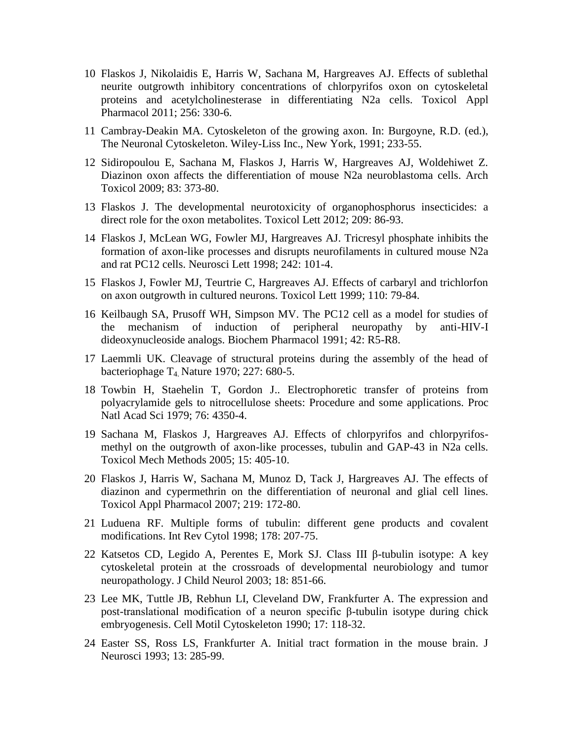10 Flaskos J, Nikolaidis E, Harris W, Sachana M, Hargreaves AJ. Effects of sublethal neurite outgrowth inhibitory concentrations of chlorpyrifos oxon on cytoskeletal proteins and acetylcholinesterase in differentiating N2a cells. Toxicol Appl Pharmacol 2011; 256: 330-6.

11 Cambray-Deakin MA. Cytoskeleton of the growing axon. In: Burgoyne, R.D. (ed.), The Neuronal Cytoskeleton. Wiley-Liss Inc., New York, 1991; 233-55.

12 Sidiropoulou E, Sachana M, Flaskos J, Harris W, Hargreaves AJ, Woldehiwet Z. Diazinon oxon affects the differentiation of mouse N2a neuroblastoma cells. Arch Toxicol 2009; 83: 373-80.

13 Flaskos J. The developmental neurotoxicity of organophosphorus insecticides: a direct role for the oxon metabolites. Toxicol Lett 2012; 209: 86-93.

14 Flaskos J, McLean WG, Fowler MJ, Hargreaves AJ. Tricresyl phosphate inhibits the formation of axon-like processes and disrupts neurofilaments in cultured mouse N2a and rat PC12 cells. Neurosci Lett 1998; 242: 101-4.

15 Flaskos J, Fowler MJ, Teurtrie C, Hargreaves AJ. Effects of carbaryl and trichlorfon on axon outgrowth in cultured neurons. Toxicol Lett 1999; 110: 79-84.

16 Keilbaugh SA, Prusoff WH, Simpson MV. The PC12 cell as a model for studies of the mechanism of induction of peripheral neuropathy by anti-HIV-I dideoxynucleoside analogs. Biochem Pharmacol 1991; 42: R5-R8.

17 Laemmli UK. Cleavage of structural proteins during the assembly of the head of bacteriophage $T_4$. Nature 1970; 227: 680-5.

18 Towbin H, Staehelin T, Gordon J.. Electrophoretic transfer of proteins from polyacrylamide gels to nitrocellulose sheets: Procedure and some applications. Proc Natl Acad Sci 1979; 76: 4350-4.

19 Sachana M, Flaskos J, Hargreaves AJ. Effects of chlorpyrifos and chlorpyrifos-methyl on the outgrowth of axon-like processes, tubulin and GAP-43 in N2a cells. Toxicol Mech Methods 2005; 15: 405-10.

20 Flaskos J, Harris W, Sachana M, Munoz D, Tack J, Hargreaves AJ. The effects of diazinon and cypermethrin on the differentiation of neuronal and glial cell lines. Toxicol Appl Pharmacol 2007; 219: 172-80.

21 Luduena RF. Multiple forms of tubulin: different gene products and covalent modifications. Int Rev Cytol 1998; 178: 207-75.

22 Katsetos CD, Legido A, Perentes E, Mork SJ. Class III β-tubulin isotype: A key cytoskeletal protein at the crossroads of developmental neurobiology and tumor neuropathology. J Child Neurol 2003; 18: 851-66.

23 Lee MK, Tuttle JB, Rebhun LI, Cleveland DW, Frankfurter A. The expression and post-translational modification of a neuron specific β-tubulin isotype during chick embryogenesis. Cell Motil Cytoskeleton 1990; 17: 118-32.

24 Easter SS, Ross LS, Frankfurter A. Initial tract formation in the mouse brain. J Neurosci 1993; 13: 285-99.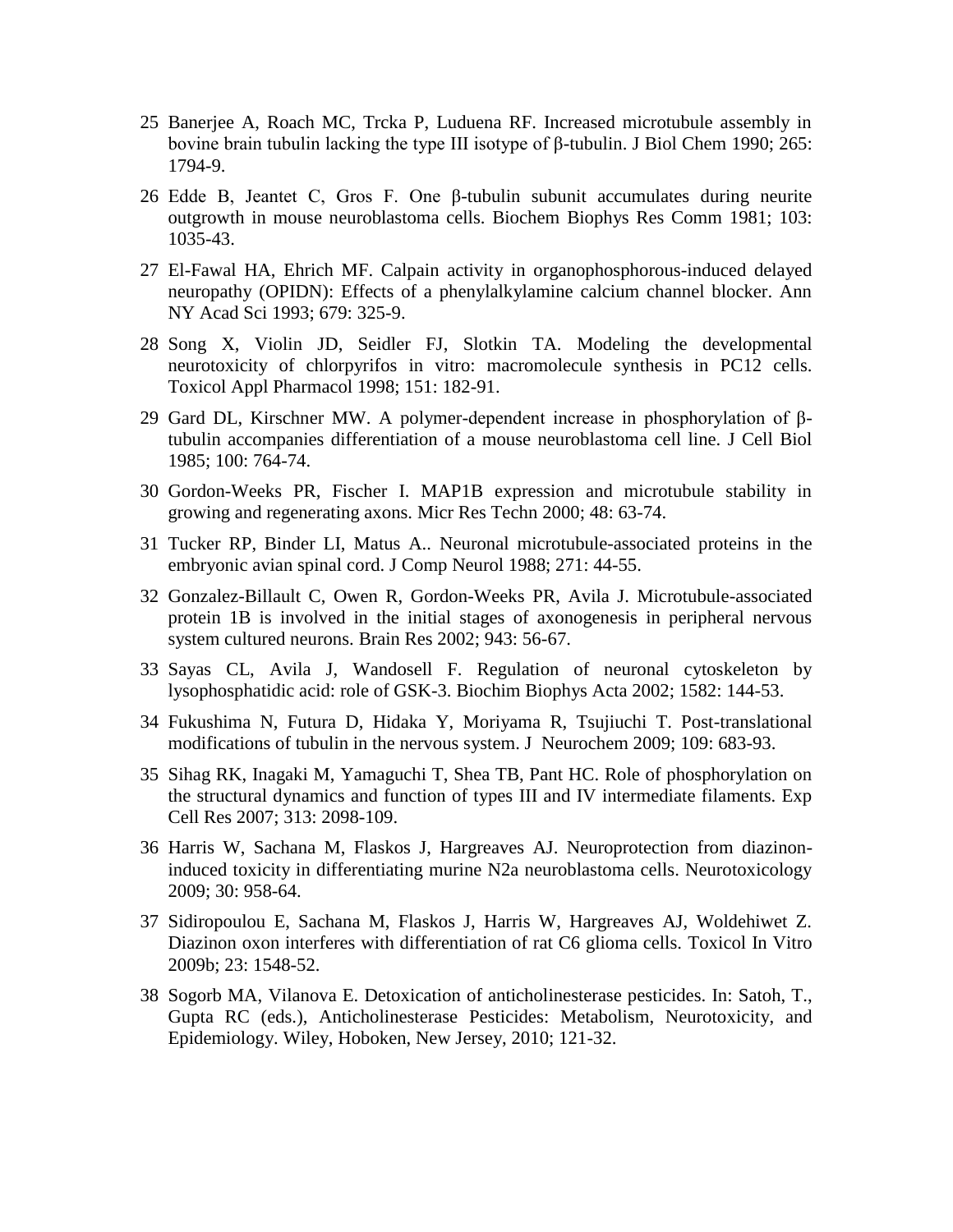25 Banerjee A, Roach MC, Trcka P, Luduena RF. Increased microtubule assembly in bovine brain tubulin lacking the type III isotype of β-tubulin. J Biol Chem 1990; 265: 1794-9.

26 Edde B, Jeantet C, Gros F. One β-tubulin subunit accumulates during neurite outgrowth in mouse neuroblastoma cells. Biochem Biophys Res Comm 1981; 103: 1035-43.

27 El-Fawal HA, Ehrich MF. Calpain activity in organophosphorous-induced delayed neuropathy (OPIDN): Effects of a phenylalkylamine calcium channel blocker. Ann NY Acad Sci 1993; 679: 325-9.

28 Song X, Violin JD, Seidler FJ, Slotkin TA. Modeling the developmental neurotoxicity of chlorpyrifos in vitro: macromolecule synthesis in PC12 cells. Toxicol Appl Pharmacol 1998; 151: 182-91.

29 Gard DL, Kirschner MW. A polymer-dependent increase in phosphorylation of β-tubulin accompanies differentiation of a mouse neuroblastoma cell line. J Cell Biol 1985; 100: 764-74.

30 Gordon-Weeks PR, Fischer I. MAP1B expression and microtubule stability in growing and regenerating axons. Micr Res Techn 2000; 48: 63-74.

31 Tucker RP, Binder LI, Matus A.. Neuronal microtubule-associated proteins in the embryonic avian spinal cord. J Comp Neurol 1988; 271: 44-55.

32 Gonzalez-Billault C, Owen R, Gordon-Weeks PR, Avila J. Microtubule-associated protein 1B is involved in the initial stages of axonogenesis in peripheral nervous system cultured neurons. Brain Res 2002; 943: 56-67.

33 Sayas CL, Avila J, Wandosell F. Regulation of neuronal cytoskeleton by lysophosphatidic acid: role of GSK-3. Biochim Biophys Acta 2002; 1582: 144-53.

34 Fukushima N, Futura D, Hidaka Y, Moriyama R, Tsujiuchi T. Post-translational modifications of tubulin in the nervous system. J Neurochem 2009; 109: 683-93.

35 Sihag RK, Inagaki M, Yamaguchi T, Shea TB, Pant HC. Role of phosphorylation on the structural dynamics and function of types III and IV intermediate filaments. Exp Cell Res 2007; 313: 2098-109.

36 Harris W, Sachana M, Flaskos J, Hargreaves AJ. Neuroprotection from diazinon-induced toxicity in differentiating murine N2a neuroblastoma cells. Neurotoxicology 2009; 30: 958-64.

37 Sidiropoulou E, Sachana M, Flaskos J, Harris W, Hargreaves AJ, Woldehiwet Z. Diazinon oxon interferes with differentiation of rat C6 glioma cells. Toxicol In Vitro 2009b; 23: 1548-52.

38 Sogorb MA, Vilanova E. Detoxication of anticholinesterase pesticides. In: Satoh, T., Gupta RC (eds.), Anticholinesterase Pesticides: Metabolism, Neurotoxicity, and Epidemiology. Wiley, Hoboken, New Jersey, 2010; 121-32.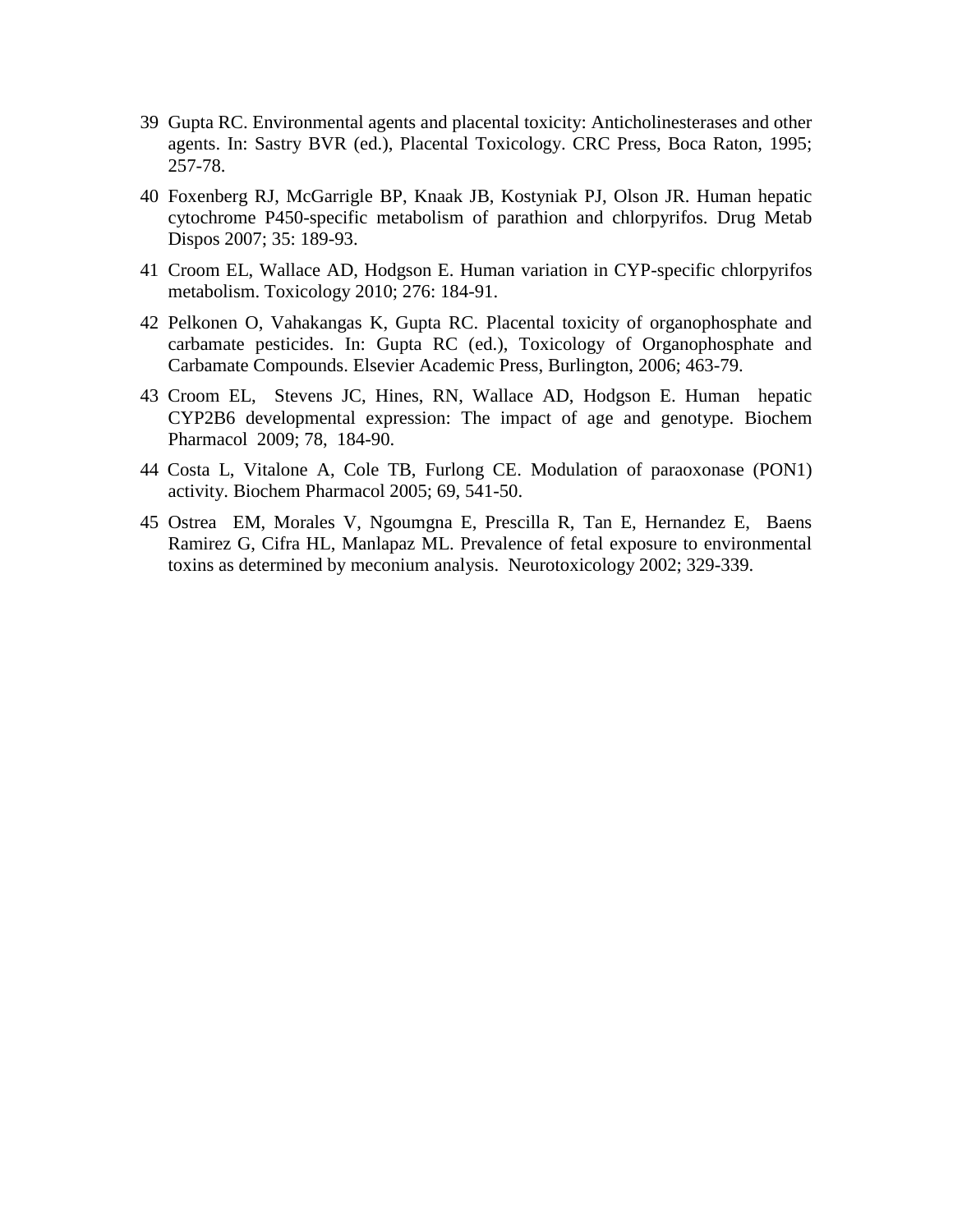39 Gupta RC. Environmental agents and placental toxicity: Anticholinesterases and other agents. In: Sastry BVR (ed.), Placental Toxicology. CRC Press, Boca Raton, 1995; 257-78.

40 Foxenberg RJ, McGarrigle BP, Knaak JB, Kostyniak PJ, Olson JR. Human hepatic cytochrome P450-specific metabolism of parathion and chlorpyrifos. Drug Metab Dispos 2007; 35: 189-93.

41 Croom EL, Wallace AD, Hodgson E. Human variation in CYP-specific chlorpyrifos metabolism. Toxicology 2010; 276: 184-91.

42 Pelkonen O, Vahakangas K, Gupta RC. Placental toxicity of organophosphate and carbamate pesticides. In: Gupta RC (ed.), Toxicology of Organophosphate and Carbamate Compounds. Elsevier Academic Press, Burlington, 2006; 463-79.

43 Croom EL, Stevens JC, Hines, RN, Wallace AD, Hodgson E. Human hepatic CYP2B6 developmental expression: The impact of age and genotype. Biochem Pharmacol 2009; 78, 184-90.

44 Costa L, Vitalone A, Cole TB, Furlong CE. Modulation of paraoxonase (PON1) activity. Biochem Pharmacol 2005; 69, 541-50.

45 Ostrea EM, Morales V, Ngoumgna E, Prescilla R, Tan E, Hernandez E, Baens Ramirez G, Cifra HL, Manlapaz ML. Prevalence of fetal exposure to environmental toxins as determined by meconium analysis. Neurotoxicology 2002; 329-339.